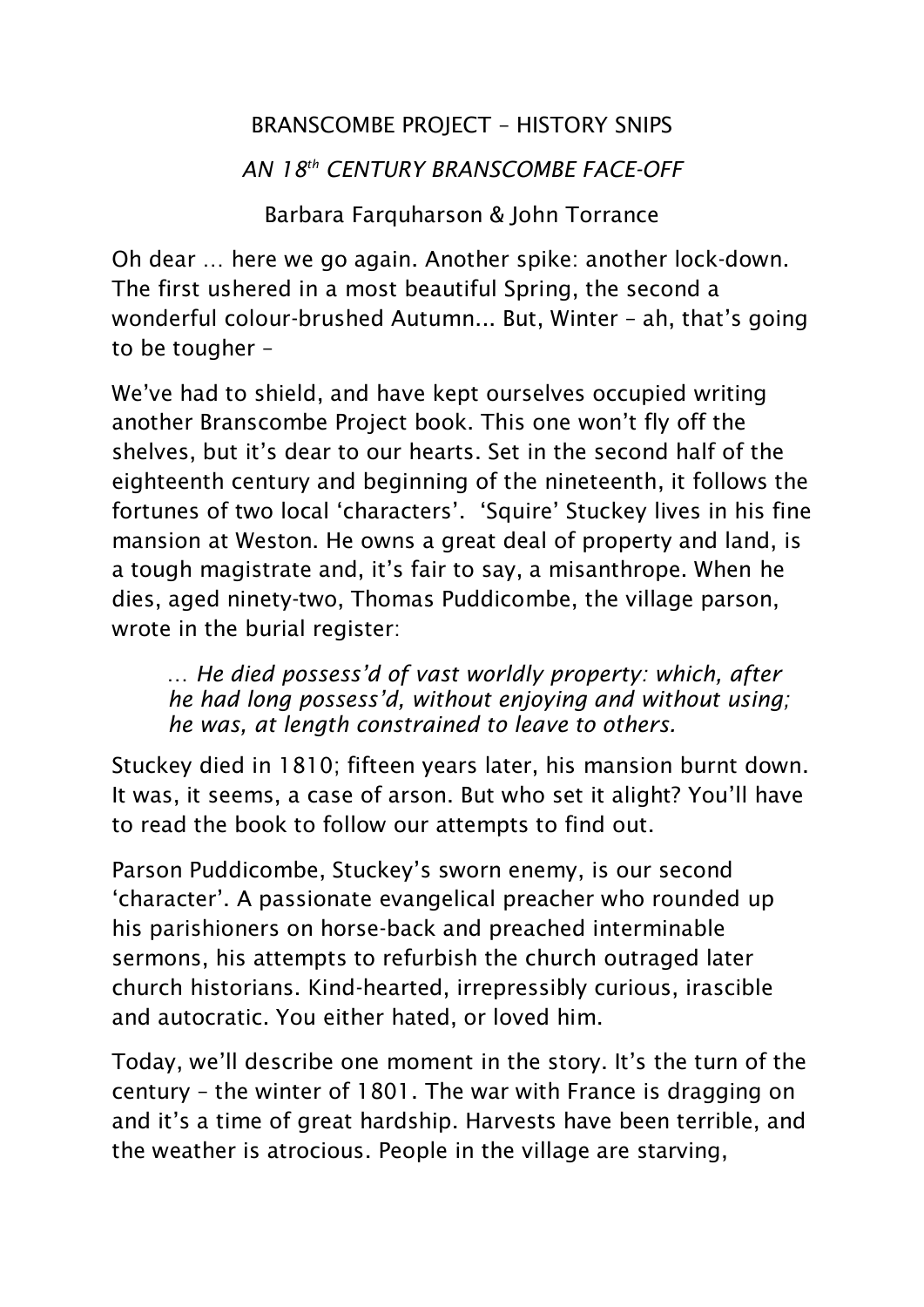# BRANSCOMBE PROJECT – HISTORY SNIPS

## *AN 18th CENTURY BRANSCOMBE FACE-OFF*

Barbara Farquharson & John Torrance

Oh dear … here we go again. Another spike: another lock-down. The first ushered in a most beautiful Spring, the second a wonderful colour-brushed Autumn... But, Winter – ah, that's going to be tougher –

We've had to shield, and have kept ourselves occupied writing another Branscombe Project book. This one won't fly off the shelves, but it's dear to our hearts. Set in the second half of the eighteenth century and beginning of the nineteenth, it follows the fortunes of two local 'characters'. 'Squire' Stuckey lives in his fine mansion at Weston. He owns a great deal of property and land, is a tough magistrate and, it's fair to say, a misanthrope. When he dies, aged ninety-two, Thomas Puddicombe, the village parson, wrote in the burial register:

> … *He died possess'd of vast worldly property: which, after he had long possess'd, without enjoying and without using; he was, at length constrained to leave to others.*

Stuckey died in 1810; fifteen years later, his mansion burnt down. It was, it seems, a case of arson. But who set it alight? You'll have to read the book to follow our attempts to find out.

Parson Puddicombe, Stuckey's sworn enemy, is our second 'character'. A passionate evangelical preacher who rounded up his parishioners on horse-back and preached interminable sermons, his attempts to refurbish the church outraged later church historians. Kind-hearted, irrepressibly curious, irascible and autocratic. You either hated, or loved him.

Today, we'll describe one moment in the story. It's the turn of the century – the winter of 1801. The war with France is dragging on and it's a time of great hardship. Harvests have been terrible, and the weather is atrocious. People in the village are starving,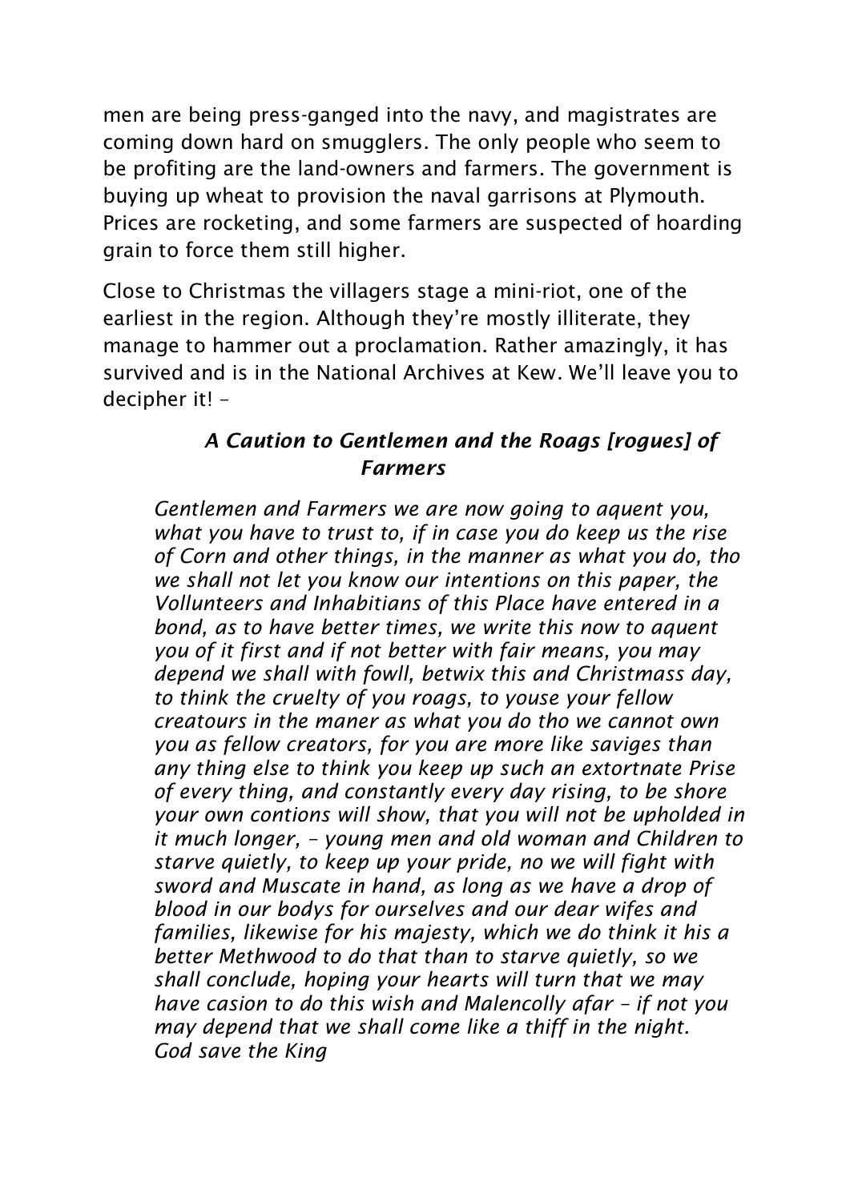men are being press-ganged into the navy, and magistrates are coming down hard on smugglers. The only people who seem to be profiting are the land-owners and farmers. The government is buying up wheat to provision the naval garrisons at Plymouth. Prices are rocketing, and some farmers are suspected of hoarding grain to force them still higher.

Close to Christmas the villagers stage a mini-riot, one of the earliest in the region. Although they're mostly illiterate, they manage to hammer out a proclamation. Rather amazingly, it has survived and is in the National Archives at Kew. We'll leave you to decipher it! –

***A Caution to Gentlemen and the Roags [rogues] of Farmers***

*Gentlemen and Farmers we are now going to aquent you, what you have to trust to, if in case you do keep us the rise of Corn and other things, in the manner as what you do, tho we shall not let you know our intentions on this paper, the Vollunteers and Inhabitians of this Place have entered in a bond, as to have better times, we write this now to aquent you of it first and if not better with fair means, you may depend we shall with fowll, betwix this and Christmass day, to think the cruelty of you roags, to youse your fellow creatours in the maner as what you do tho we cannot own you as fellow creators, for you are more like saviges than any thing else to think you keep up such an extortnate Prise of every thing, and constantly every day rising, to be shore your own contions will show, that you will not be upholded in it much longer, – young men and old woman and Children to starve quietly, to keep up your pride, no we will fight with sword and Muscate in hand, as long as we have a drop of blood in our bodys for ourselves and our dear wifes and families, likewise for his majesty, which we do think it his a better Methwood to do that than to starve quietly, so we shall conclude, hoping your hearts will turn that we may have casion to do this wish and Malencolly afar – if not you may depend that we shall come like a thiff in the night.*
*God save the King*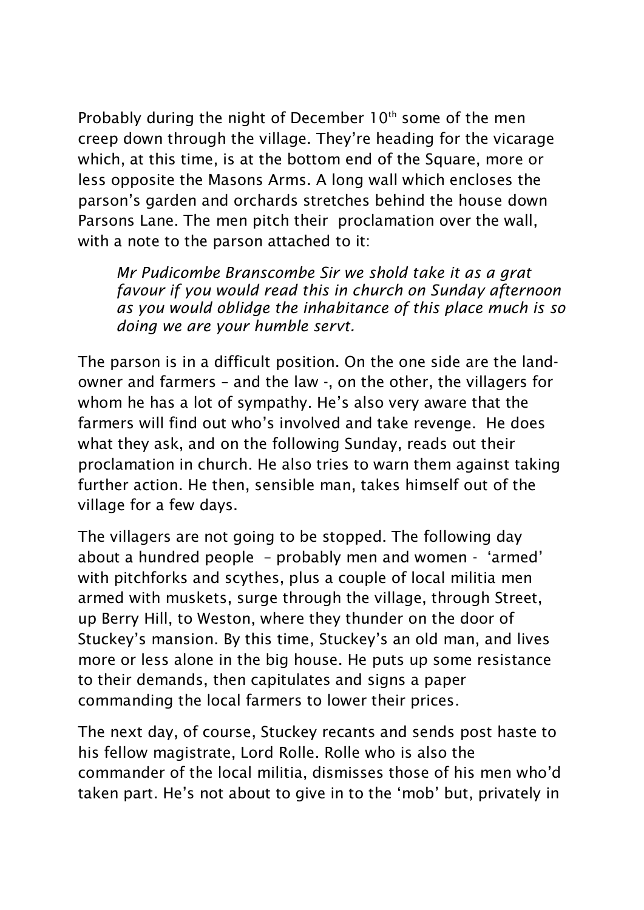Probably during the night of December 10th some of the men creep down through the village. They're heading for the vicarage which, at this time, is at the bottom end of the Square, more or less opposite the Masons Arms. A long wall which encloses the parson's garden and orchards stretches behind the house down Parsons Lane. The men pitch their proclamation over the wall, with a note to the parson attached to it:

> *Mr Pudicombe Branscombe Sir we shold take it as a grat favour if you would read this in church on Sunday afternoon as you would oblidge the inhabitance of this place much is so doing we are your humble servt.*

The parson is in a difficult position. On the one side are the land-owner and farmers – and the law -, on the other, the villagers for whom he has a lot of sympathy. He's also very aware that the farmers will find out who's involved and take revenge. He does what they ask, and on the following Sunday, reads out their proclamation in church. He also tries to warn them against taking further action. He then, sensible man, takes himself out of the village for a few days.

The villagers are not going to be stopped. The following day about a hundred people – probably men and women - 'armed' with pitchforks and scythes, plus a couple of local militia men armed with muskets, surge through the village, through Street, up Berry Hill, to Weston, where they thunder on the door of Stuckey's mansion. By this time, Stuckey's an old man, and lives more or less alone in the big house. He puts up some resistance to their demands, then capitulates and signs a paper commanding the local farmers to lower their prices.

The next day, of course, Stuckey recants and sends post haste to his fellow magistrate, Lord Rolle. Rolle who is also the commander of the local militia, dismisses those of his men who'd taken part. He's not about to give in to the 'mob' but, privately in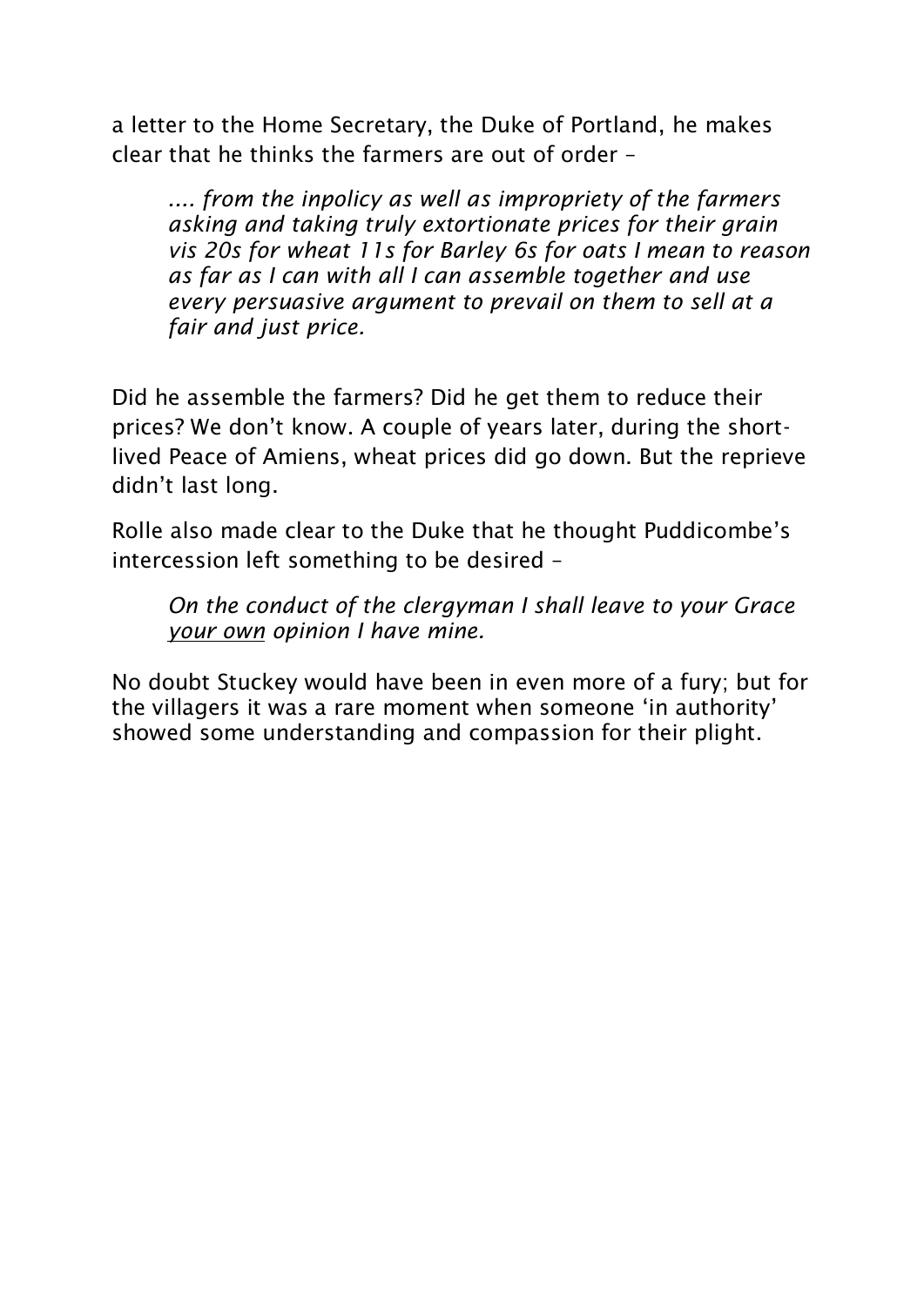a letter to the Home Secretary, the Duke of Portland, he makes clear that he thinks the farmers are out of order –

> *.... from the inpolicy as well as impropriety of the farmers asking and taking truly extortionate prices for their grain vis 20s for wheat 11s for Barley 6s for oats I mean to reason as far as I can with all I can assemble together and use every persuasive argument to prevail on them to sell at a fair and just price.*

Did he assemble the farmers? Did he get them to reduce their prices? We don't know. A couple of years later, during the short-lived Peace of Amiens, wheat prices did go down. But the reprieve didn't last long.

Rolle also made clear to the Duke that he thought Puddicombe's intercession left something to be desired –

> *On the conduct of the clergyman I shall leave to your Grace <u>your own</u> opinion I have mine.*

No doubt Stuckey would have been in even more of a fury; but for the villagers it was a rare moment when someone 'in authority' showed some understanding and compassion for their plight.